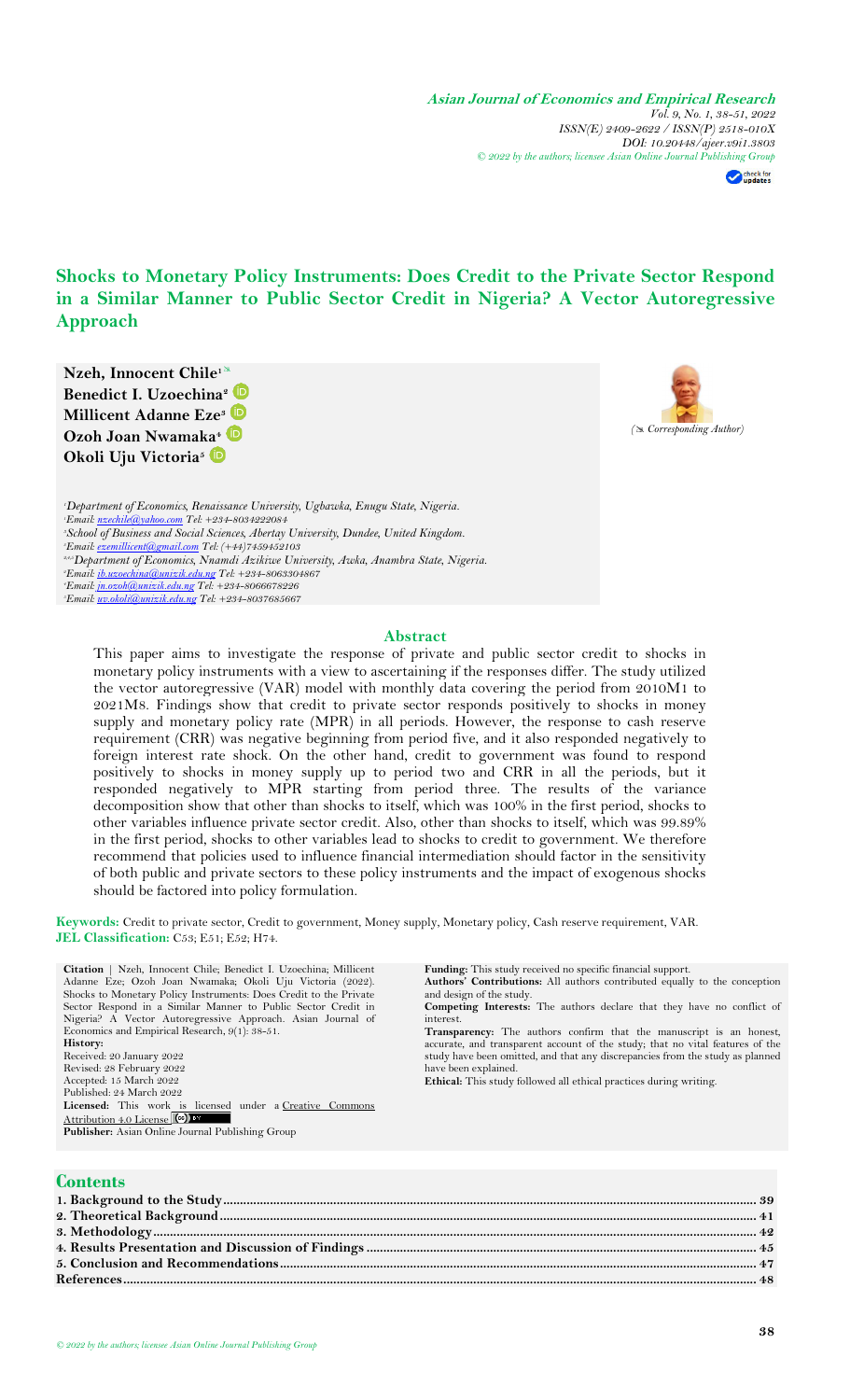**Asian Journal of Economics and Empirical Research**
*Vol. 9, No. 1, 38-51, 2022*
*ISSN(E) 2409-2622 / ISSN(P) 2518-010X*
*DOI: 10.20448/ajeer.v9i1.3803*
*© 2022 by the authors; licensee Asian Online Journal Publishing Group*

# Shocks to Monetary Policy Instruments: Does Credit to the Private Sector Respond in a Similar Manner to Public Sector Credit in Nigeria? A Vector Autoregressive Approach

**Nzeh, Innocent Chile**[1]
**Benedict I. Uzoechina**[2]
**Millicent Adanne Eze**[3]
**Ozoh Joan Nwamaka**[4]
**Okoli Uju Victoria**[5]

(✉ Corresponding Author)

[1]Department of Economics, Renaissance University, Ugbawka, Enugu State, Nigeria.
[1]Email: nzechile@yahoo.com Tel: +234-8034222084
[2]School of Business and Social Sciences, Abertay University, Dundee, United Kingdom.
[2]Email: ezemillicent@gmail.com Tel: (+44)7459452103
[3,4,5]Department of Economics, Nnamdi Azikiwe University, Awka, Anambra State, Nigeria.
[3]Email: ib.uzoechina@unizik.edu.ng Tel: +234-8063304867
[4]Email: jn.ozoh@unizik.edu.ng Tel: +234-8066678226
[5]Email: uv.okoli@unizik.edu.ng Tel: +234-8037685667

## Abstract

This paper aims to investigate the response of private and public sector credit to shocks in monetary policy instruments with a view to ascertaining if the responses differ. The study utilized the vector autoregressive (VAR) model with monthly data covering the period from 2010M1 to 2021M8. Findings show that credit to private sector responds positively to shocks in money supply and monetary policy rate (MPR) in all periods. However, the response to cash reserve requirement (CRR) was negative beginning from period five, and it also responded negatively to foreign interest rate shock. On the other hand, credit to government was found to respond positively to shocks in money supply up to period two and CRR in all the periods, but it responded negatively to MPR starting from period three. The results of the variance decomposition show that other than shocks to itself, which was 100% in the first period, shocks to other variables influence private sector credit. Also, other than shocks to itself, which was 99.89% in the first period, shocks to other variables lead to shocks to credit to government. We therefore recommend that policies used to influence financial intermediation should factor in the sensitivity of both public and private sectors to these policy instruments and the impact of exogenous shocks should be factored into policy formulation.

**Keywords:** Credit to private sector, Credit to government, Money supply, Monetary policy, Cash reserve requirement, VAR.
**JEL Classification:** C53; E51; E52; H74.

**Citation** | Nzeh, Innocent Chile; Benedict I. Uzoechina; Millicent Adanne Eze; Ozoh Joan Nwamaka; Okoli Uju Victoria (2022). Shocks to Monetary Policy Instruments: Does Credit to the Private Sector Respond in a Similar Manner to Public Sector Credit in Nigeria? A Vector Autoregressive Approach. Asian Journal of Economics and Empirical Research, 9(1): 38-51.
**History:**
Received: 20 January 2022
Revised: 28 February 2022
Accepted: 15 March 2022
Published: 24 March 2022
**Licensed:** This work is licensed under a Creative Commons Attribution 4.0 License
**Publisher:** Asian Online Journal Publishing Group

**Funding:** This study received no specific financial support.
**Authors' Contributions:** All authors contributed equally to the conception and design of the study.
**Competing Interests:** The authors declare that they have no conflict of interest.
**Transparency:** The authors confirm that the manuscript is an honest, accurate, and transparent account of the study; that no vital features of the study have been omitted, and that any discrepancies from the study as planned have been explained.
**Ethical:** This study followed all ethical practices during writing.

## Contents

| | |
|---|---|
| 1. Background to the Study | 39 |
| 2. Theoretical Background | 41 |
| 3. Methodology | 42 |
| 4. Results Presentation and Discussion of Findings | 45 |
| 5. Conclusion and Recommendations | 47 |
| References | 48 |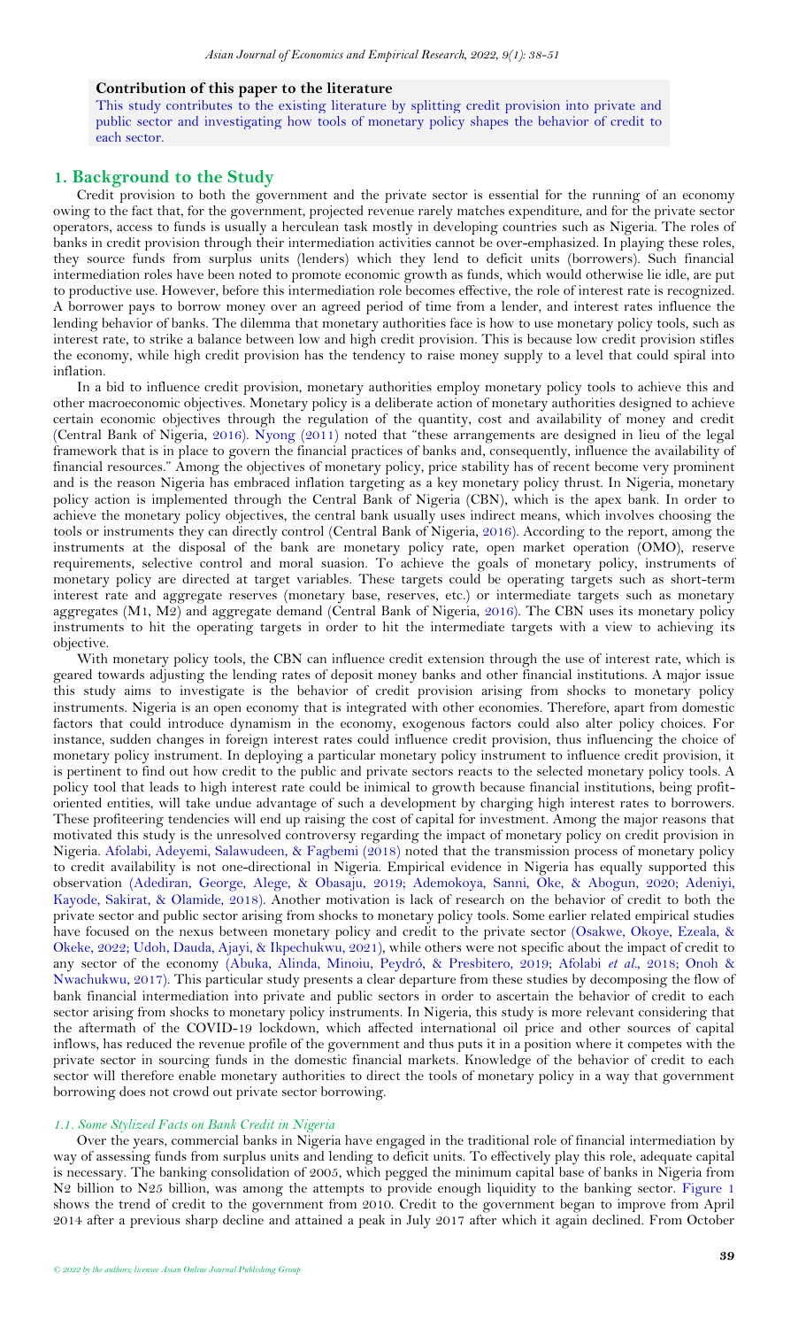**Contribution of this paper to the literature**

This study contributes to the existing literature by splitting credit provision into private and public sector and investigating how tools of monetary policy shapes the behavior of credit to each sector.

## 1. Background to the Study

Credit provision to both the government and the private sector is essential for the running of an economy owing to the fact that, for the government, projected revenue rarely matches expenditure, and for the private sector operators, access to funds is usually a herculean task mostly in developing countries such as Nigeria. The roles of banks in credit provision through their intermediation activities cannot be over-emphasized. In playing these roles, they source funds from surplus units (lenders) which they lend to deficit units (borrowers). Such financial intermediation roles have been noted to promote economic growth as funds, which would otherwise lie idle, are put to productive use. However, before this intermediation role becomes effective, the role of interest rate is recognized. A borrower pays to borrow money over an agreed period of time from a lender, and interest rates influence the lending behavior of banks. The dilemma that monetary authorities face is how to use monetary policy tools, such as interest rate, to strike a balance between low and high credit provision. This is because low credit provision stifles the economy, while high credit provision has the tendency to raise money supply to a level that could spiral into inflation.

In a bid to influence credit provision, monetary authorities employ monetary policy tools to achieve this and other macroeconomic objectives. Monetary policy is a deliberate action of monetary authorities designed to achieve certain economic objectives through the regulation of the quantity, cost and availability of money and credit (Central Bank of Nigeria, 2016). Nyong (2011) noted that "these arrangements are designed in lieu of the legal framework that is in place to govern the financial practices of banks and, consequently, influence the availability of financial resources." Among the objectives of monetary policy, price stability has of recent become very prominent and is the reason Nigeria has embraced inflation targeting as a key monetary policy thrust. In Nigeria, monetary policy action is implemented through the Central Bank of Nigeria (CBN), which is the apex bank. In order to achieve the monetary policy objectives, the central bank usually uses indirect means, which involves choosing the tools or instruments they can directly control (Central Bank of Nigeria, 2016). According to the report, among the instruments at the disposal of the bank are monetary policy rate, open market operation (OMO), reserve requirements, selective control and moral suasion. To achieve the goals of monetary policy, instruments of monetary policy are directed at target variables. These targets could be operating targets such as short-term interest rate and aggregate reserves (monetary base, reserves, etc.) or intermediate targets such as monetary aggregates (M1, M2) and aggregate demand (Central Bank of Nigeria, 2016). The CBN uses its monetary policy instruments to hit the operating targets in order to hit the intermediate targets with a view to achieving its objective.

With monetary policy tools, the CBN can influence credit extension through the use of interest rate, which is geared towards adjusting the lending rates of deposit money banks and other financial institutions. A major issue this study aims to investigate is the behavior of credit provision arising from shocks to monetary policy instruments. Nigeria is an open economy that is integrated with other economies. Therefore, apart from domestic factors that could introduce dynamism in the economy, exogenous factors could also alter policy choices. For instance, sudden changes in foreign interest rates could influence credit provision, thus influencing the choice of monetary policy instrument. In deploying a particular monetary policy instrument to influence credit provision, it is pertinent to find out how credit to the public and private sectors reacts to the selected monetary policy tools. A policy tool that leads to high interest rate could be inimical to growth because financial institutions, being profit-oriented entities, will take undue advantage of such a development by charging high interest rates to borrowers. These profiteering tendencies will end up raising the cost of capital for investment. Among the major reasons that motivated this study is the unresolved controversy regarding the impact of monetary policy on credit provision in Nigeria. Afolabi, Adeyemi, Salawudeen, & Fagbemi (2018) noted that the transmission process of monetary policy to credit availability is not one-directional in Nigeria. Empirical evidence in Nigeria has equally supported this observation (Adediran, George, Alege, & Obasaju, 2019; Ademokoya, Sanni, Oke, & Abogun, 2020; Adeniyi, Kayode, Sakirat, & Olamide, 2018). Another motivation is lack of research on the behavior of credit to both the private sector and public sector arising from shocks to monetary policy tools. Some earlier related empirical studies have focused on the nexus between monetary policy and credit to the private sector (Osakwe, Okoye, Ezeala, & Okeke, 2022; Udoh, Dauda, Ajayi, & Ikpechukwu, 2021), while others were not specific about the impact of credit to any sector of the economy (Abuka, Alinda, Minoiu, Peydró, & Presbitero, 2019; Afolabi *et al.*, 2018; Onoh & Nwachukwu, 2017). This particular study presents a clear departure from these studies by decomposing the flow of bank financial intermediation into private and public sectors in order to ascertain the behavior of credit to each sector arising from shocks to monetary policy instruments. In Nigeria, this study is more relevant considering that the aftermath of the COVID-19 lockdown, which affected international oil price and other sources of capital inflows, has reduced the revenue profile of the government and thus puts it in a position where it competes with the private sector in sourcing funds in the domestic financial markets. Knowledge of the behavior of credit to each sector will therefore enable monetary authorities to direct the tools of monetary policy in a way that government borrowing does not crowd out private sector borrowing.

### *1.1. Some Stylized Facts on Bank Credit in Nigeria*

Over the years, commercial banks in Nigeria have engaged in the traditional role of financial intermediation by way of assessing funds from surplus units and lending to deficit units. To effectively play this role, adequate capital is necessary. The banking consolidation of 2005, which pegged the minimum capital base of banks in Nigeria from N2 billion to N25 billion, was among the attempts to provide enough liquidity to the banking sector. Figure 1 shows the trend of credit to the government from 2010. Credit to the government began to improve from April 2014 after a previous sharp decline and attained a peak in July 2017 after which it again declined. From October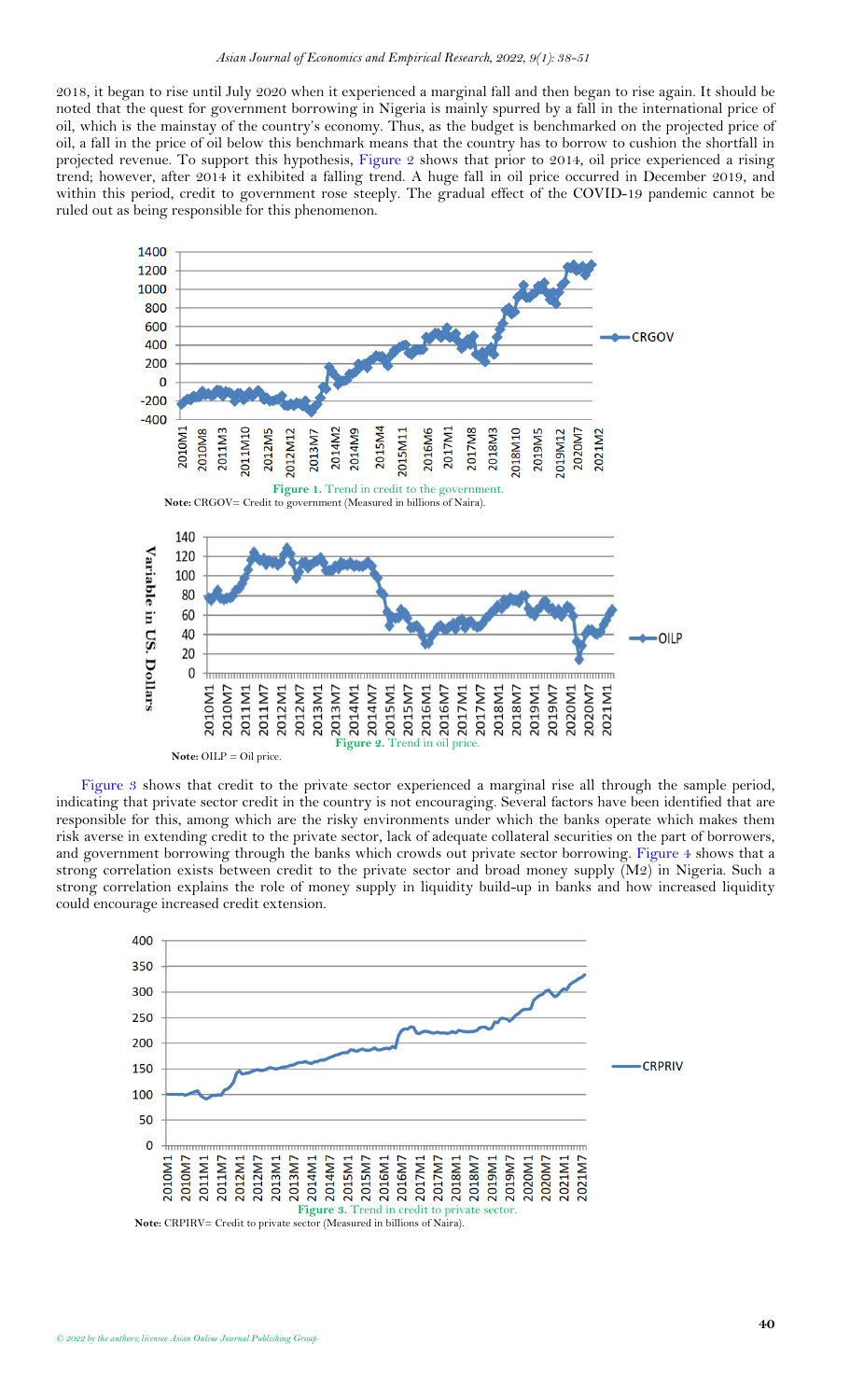2018, it began to rise until July 2020 when it experienced a marginal fall and then began to rise again. It should be noted that the quest for government borrowing in Nigeria is mainly spurred by a fall in the international price of oil, which is the mainstay of the country's economy. Thus, as the budget is benchmarked on the projected price of oil, a fall in the price of oil below this benchmark means that the country has to borrow to cushion the shortfall in projected revenue. To support this hypothesis, Figure 2 shows that prior to 2014, oil price experienced a rising trend; however, after 2014 it exhibited a falling trend. A huge fall in oil price occurred in December 2019, and within this period, credit to government rose steeply. The gradual effect of the COVID-19 pandemic cannot be ruled out as being responsible for this phenomenon.

**Figure 1.** Trend in credit to the government.

**Note:** CRGOV= Credit to government (Measured in billions of Naira).

**Figure 2.** Trend in oil price.

**Note:** OILP = Oil price.

Figure 3 shows that credit to the private sector experienced a marginal rise all through the sample period, indicating that private sector credit in the country is not encouraging. Several factors have been identified that are responsible for this, among which are the risky environments under which the banks operate which makes them risk averse in extending credit to the private sector, lack of adequate collateral securities on the part of borrowers, and government borrowing through the banks which crowds out private sector borrowing. Figure 4 shows that a strong correlation exists between credit to the private sector and broad money supply (M2) in Nigeria. Such a strong correlation explains the role of money supply in liquidity build-up in banks and how increased liquidity could encourage increased credit extension.

**Figure 3.** Trend in credit to private sector.

**Note:** CRPIRV= Credit to private sector (Measured in billions of Naira).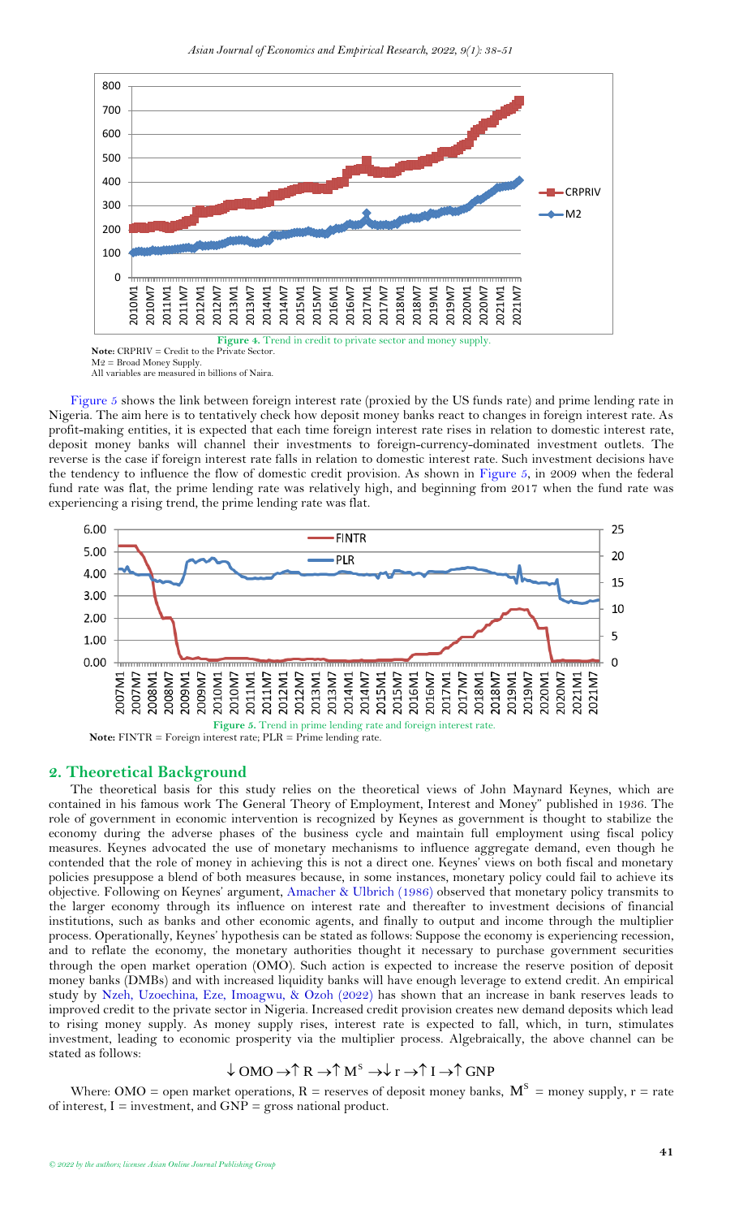**Figure 4.** Trend in credit to private sector and money supply.

**Note:** CRPRIV = Credit to the Private Sector.
M2 = Broad Money Supply.
All variables are measured in billions of Naira.

Figure 5 shows the link between foreign interest rate (proxied by the US funds rate) and prime lending rate in Nigeria. The aim here is to tentatively check how deposit money banks react to changes in foreign interest rate. As profit-making entities, it is expected that each time foreign interest rate rises in relation to domestic interest rate, deposit money banks will channel their investments to foreign-currency-dominated investment outlets. The reverse is the case if foreign interest rate falls in relation to domestic interest rate. Such investment decisions have the tendency to influence the flow of domestic credit provision. As shown in Figure 5, in 2009 when the federal fund rate was flat, the prime lending rate was relatively high, and beginning from 2017 when the fund rate was experiencing a rising trend, the prime lending rate was flat.

**Figure 5.** Trend in prime lending rate and foreign interest rate.

**Note:** FINTR = Foreign interest rate; PLR = Prime lending rate.

## 2. Theoretical Background

The theoretical basis for this study relies on the theoretical views of John Maynard Keynes, which are contained in his famous work The General Theory of Employment, Interest and Money" published in 1936. The role of government in economic intervention is recognized by Keynes as government is thought to stabilize the economy during the adverse phases of the business cycle and maintain full employment using fiscal policy measures. Keynes advocated the use of monetary mechanisms to influence aggregate demand, even though he contended that the role of money in achieving this is not a direct one. Keynes' views on both fiscal and monetary policies presuppose a blend of both measures because, in some instances, monetary policy could fail to achieve its objective. Following on Keynes' argument, Amacher & Ulbrich (1986) observed that monetary policy transmits to the larger economy through its influence on interest rate and thereafter to investment decisions of financial institutions, such as banks and other economic agents, and finally to output and income through the multiplier process. Operationally, Keynes' hypothesis can be stated as follows: Suppose the economy is experiencing recession, and to reflate the economy, the monetary authorities thought it necessary to purchase government securities through the open market operation (OMO). Such action is expected to increase the reserve position of deposit money banks (DMBs) and with increased liquidity banks will have enough leverage to extend credit. An empirical study by Nzeh, Uzoechina, Eze, Imoagwu, & Ozoh (2022) has shown that an increase in bank reserves leads to improved credit to the private sector in Nigeria. Increased credit provision creates new demand deposits which lead to rising money supply. As money supply rises, interest rate is expected to fall, which, in turn, stimulates investment, leading to economic prosperity via the multiplier process. Algebraically, the above channel can be stated as follows:

$$\downarrow \text{OMO} \rightarrow \uparrow \text{R} \rightarrow \uparrow \text{M}^{\text{S}} \rightarrow \downarrow \text{r} \rightarrow \uparrow \text{I} \rightarrow \uparrow \text{GNP}$$

Where: OMO = open market operations, R = reserves of deposit money banks, $\text{M}^{\text{S}}$ = money supply, r = rate of interest, I = investment, and GNP = gross national product.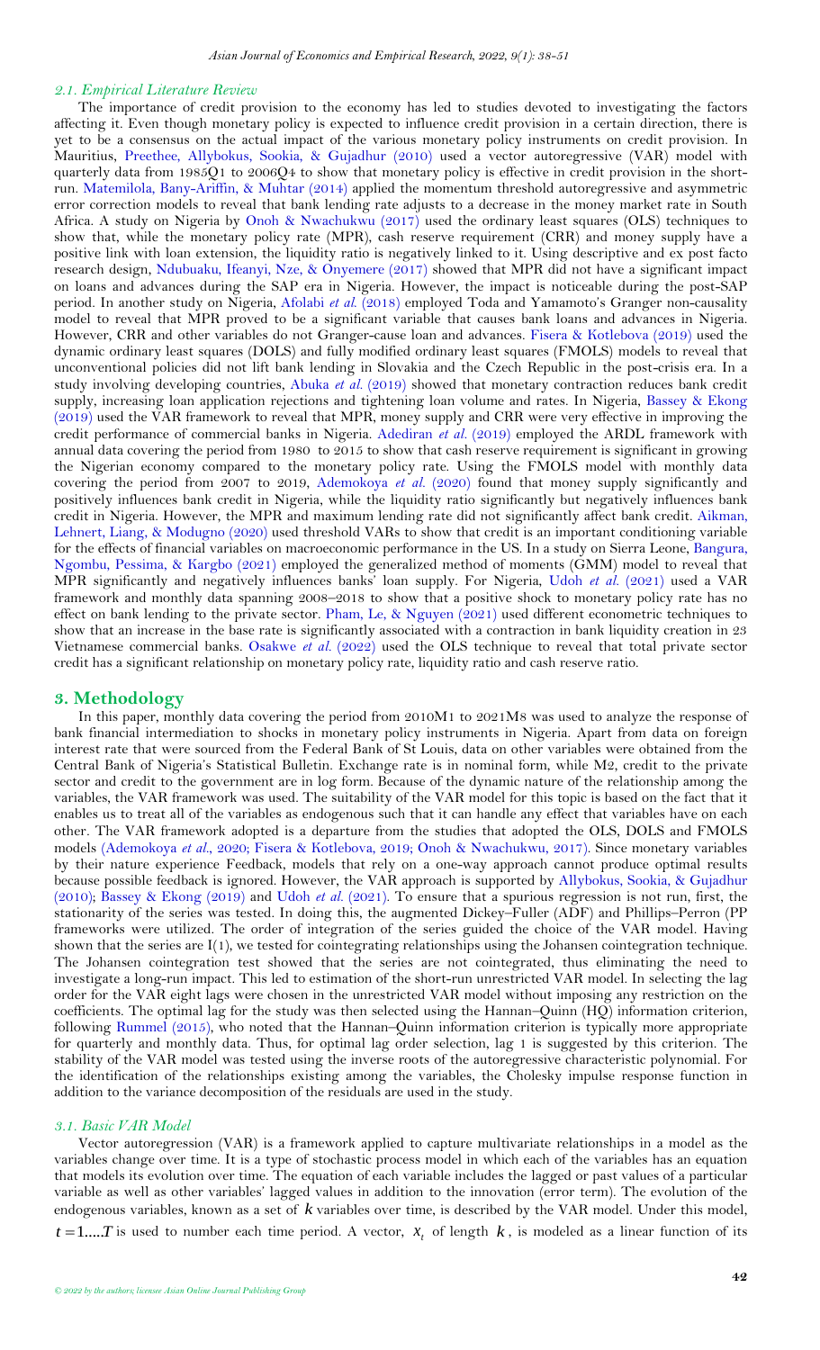### 2.1. Empirical Literature Review

The importance of credit provision to the economy has led to studies devoted to investigating the factors affecting it. Even though monetary policy is expected to influence credit provision in a certain direction, there is yet to be a consensus on the actual impact of the various monetary policy instruments on credit provision. In Mauritius, Preethee, Allybokus, Sookia, & Gujadhur (2010) used a vector autoregressive (VAR) model with quarterly data from 1985Q1 to 2006Q4 to show that monetary policy is effective in credit provision in the short-run. Matemilola, Bany-Ariffin, & Muhtar (2014) applied the momentum threshold autoregressive and asymmetric error correction models to reveal that bank lending rate adjusts to a decrease in the money market rate in South Africa. A study on Nigeria by Onoh & Nwachukwu (2017) used the ordinary least squares (OLS) techniques to show that, while the monetary policy rate (MPR), cash reserve requirement (CRR) and money supply have a positive link with loan extension, the liquidity ratio is negatively linked to it. Using descriptive and ex post facto research design, Ndubuaku, Ifeanyi, Nze, & Onyemere (2017) showed that MPR did not have a significant impact on loans and advances during the SAP era in Nigeria. However, the impact is noticeable during the post-SAP period. In another study on Nigeria, Afolabi *et al.* (2018) employed Toda and Yamamoto's Granger non-causality model to reveal that MPR proved to be a significant variable that causes bank loans and advances in Nigeria. However, CRR and other variables do not Granger-cause loan and advances. Fisera & Kotlebova (2019) used the dynamic ordinary least squares (DOLS) and fully modified ordinary least squares (FMOLS) models to reveal that unconventional policies did not lift bank lending in Slovakia and the Czech Republic in the post-crisis era. In a study involving developing countries, Abuka *et al.* (2019) showed that monetary contraction reduces bank credit supply, increasing loan application rejections and tightening loan volume and rates. In Nigeria, Bassey & Ekong (2019) used the VAR framework to reveal that MPR, money supply and CRR were very effective in improving the credit performance of commercial banks in Nigeria. Adediran *et al.* (2019) employed the ARDL framework with annual data covering the period from 1980 to 2015 to show that cash reserve requirement is significant in growing the Nigerian economy compared to the monetary policy rate. Using the FMOLS model with monthly data covering the period from 2007 to 2019, Ademokoya *et al.* (2020) found that money supply significantly and positively influences bank credit in Nigeria, while the liquidity ratio significantly but negatively influences bank credit in Nigeria. However, the MPR and maximum lending rate did not significantly affect bank credit. Aikman, Lehnert, Liang, & Modugno (2020) used threshold VARs to show that credit is an important conditioning variable for the effects of financial variables on macroeconomic performance in the US. In a study on Sierra Leone, Bangura, Ngombu, Pessima, & Kargbo (2021) employed the generalized method of moments (GMM) model to reveal that MPR significantly and negatively influences banks' loan supply. For Nigeria, Udoh *et al.* (2021) used a VAR framework and monthly data spanning 2008–2018 to show that a positive shock to monetary policy rate has no effect on bank lending to the private sector. Pham, Le, & Nguyen (2021) used different econometric techniques to show that an increase in the base rate is significantly associated with a contraction in bank liquidity creation in 23 Vietnamese commercial banks. Osakwe *et al.* (2022) used the OLS technique to reveal that total private sector credit has a significant relationship on monetary policy rate, liquidity ratio and cash reserve ratio.

## 3. Methodology

In this paper, monthly data covering the period from 2010M1 to 2021M8 was used to analyze the response of bank financial intermediation to shocks in monetary policy instruments in Nigeria. Apart from data on foreign interest rate that were sourced from the Federal Bank of St Louis, data on other variables were obtained from the Central Bank of Nigeria's Statistical Bulletin. Exchange rate is in nominal form, while M2, credit to the private sector and credit to the government are in log form. Because of the dynamic nature of the relationship among the variables, the VAR framework was used. The suitability of the VAR model for this topic is based on the fact that it enables us to treat all of the variables as endogenous such that it can handle any effect that variables have on each other. The VAR framework adopted is a departure from the studies that adopted the OLS, DOLS and FMOLS models (Ademokoya *et al.*, 2020; Fisera & Kotlebova, 2019; Onoh & Nwachukwu, 2017). Since monetary variables by their nature experience Feedback, models that rely on a one-way approach cannot produce optimal results because possible feedback is ignored. However, the VAR approach is supported by Allybokus, Sookia, & Gujadhur (2010); Bassey & Ekong (2019) and Udoh *et al.* (2021). To ensure that a spurious regression is not run, first, the stationarity of the series was tested. In doing this, the augmented Dickey–Fuller (ADF) and Phillips–Perron (PP frameworks were utilized. The order of integration of the series guided the choice of the VAR model. Having shown that the series are I(1), we tested for cointegrating relationships using the Johansen cointegration technique. The Johansen cointegration test showed that the series are not cointegrated, thus eliminating the need to investigate a long-run impact. This led to estimation of the short-run unrestricted VAR model. In selecting the lag order for the VAR eight lags were chosen in the unrestricted VAR model without imposing any restriction on the coefficients. The optimal lag for the study was then selected using the Hannan–Quinn (HQ) information criterion, following Rummel (2015), who noted that the Hannan–Quinn information criterion is typically more appropriate for quarterly and monthly data. Thus, for optimal lag order selection, lag 1 is suggested by this criterion. The stability of the VAR model was tested using the inverse roots of the autoregressive characteristic polynomial. For the identification of the relationships existing among the variables, the Cholesky impulse response function in addition to the variance decomposition of the residuals are used in the study.

### 3.1. Basic VAR Model

Vector autoregression (VAR) is a framework applied to capture multivariate relationships in a model as the variables change over time. It is a type of stochastic process model in which each of the variables has an equation that models its evolution over time. The equation of each variable includes the lagged or past values of a particular variable as well as other variables' lagged values in addition to the innovation (error term). The evolution of the endogenous variables, known as a set of $k$ variables over time, is described by the VAR model. Under this model, $t = 1....T$ is used to number each time period. A vector, $x_t$ of length $k$, is modeled as a linear function of its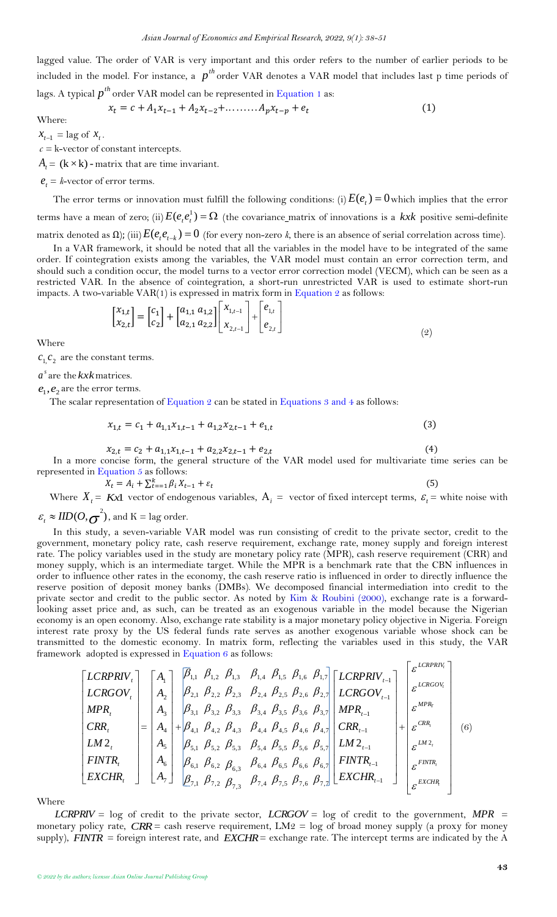lagged value. The order of VAR is very important and this order refers to the number of earlier periods to be included in the model. For instance, a $p^{th}$ order VAR denotes a VAR model that includes last p time periods of lags. A typical $p^{th}$ order VAR model can be represented in Equation 1 as:

$$x_t = c + A_1 x_{t-1} + A_2 x_{t-2} + \ldots\ldots\ldots A_p x_{t-p} + e_t \tag{1}$$

Where:

$X_{t-1}$ = lag of $X_t$.

$c$ = k-vector of constant intercepts.

$A_t$ = $(k \times k)$ - matrix that are time invariant.

$e_t$ = $k$-vector of error terms.

The error terms or innovation must fulfill the following conditions: (i) $E(e_t) = 0$ which implies that the error terms have a mean of zero; (ii) $E(e_t e_t^1) = \Omega$ (the covariance matrix of innovations is a $kxk$ positive semi-definite matrix denoted as Ω); (iii) $E(e_t e_{t-k}) = 0$ (for every non-zero $k$, there is an absence of serial correlation across time).

In a VAR framework, it should be noted that all the variables in the model have to be integrated of the same order. If cointegration exists among the variables, the VAR model must contain an error correction term, and should such a condition occur, the model turns to a vector error correction model (VECM), which can be seen as a restricted VAR. In the absence of cointegration, a short-run unrestricted VAR is used to estimate short-run impacts. A two-variable VAR(1) is expressed in matrix form in Equation 2 as follows:

$$\begin{bmatrix} x_{1,t} \\ x_{2,t} \end{bmatrix} = \begin{bmatrix} c_1 \\ c_2 \end{bmatrix} + \begin{bmatrix} a_{1,1} & a_{1,2} \\ a_{2,1} & a_{2,2} \end{bmatrix} \begin{bmatrix} x_{1,t-1} \\ x_{2,t-1} \end{bmatrix} + \begin{bmatrix} e_{1,t} \\ e_{2,t} \end{bmatrix} \tag{2}$$

Where

$c_1, c_2$ are the constant terms.

$a^s$ are the $kxk$ matrices.

$e_1, e_2$ are the error terms.

The scalar representation of Equation 2 can be stated in Equations 3 and 4 as follows:

$$x_{1,t} = c_1 + a_{1,1} x_{1,t-1} + a_{1,2} x_{2,t-1} + e_{1,t} \tag{3}$$

$$x_{2,t} = c_2 + a_{1,1} x_{1,t-1} + a_{2,2} x_{2,t-1} + e_{2,t} \tag{4}$$

In a more concise form, the general structure of the VAR model used for multivariate time series can be represented in Equation 5 as follows:

$$X_t = A_i + \sum_{t==1}^{k} \beta_i X_{t-1} + \varepsilon_t \tag{5}$$

Where $X_t$ = $Kx1$ vector of endogenous variables, $A_i$ = vector of fixed intercept terms, $\varepsilon_t$ = white noise with $\varepsilon_t \approx IID(O, \sigma^2)$, and K = lag order.

In this study, a seven-variable VAR model was run consisting of credit to the private sector, credit to the government, monetary policy rate, cash reserve requirement, exchange rate, money supply and foreign interest rate. The policy variables used in the study are monetary policy rate (MPR), cash reserve requirement (CRR) and money supply, which is an intermediate target. While the MPR is a benchmark rate that the CBN influences in order to influence other rates in the economy, the cash reserve ratio is influenced in order to directly influence the reserve position of deposit money banks (DMBs). We decomposed financial intermediation into credit to the private sector and credit to the public sector. As noted by Kim & Roubini (2000), exchange rate is a forward-looking asset price and, as such, can be treated as an exogenous variable in the model because the Nigerian economy is an open economy. Also, exchange rate stability is a major monetary policy objective in Nigeria. Foreign interest rate proxy by the US federal funds rate serves as another exogenous variable whose shock can be transmitted to the domestic economy. In matrix form, reflecting the variables used in this study, the VAR framework adopted is expressed in Equation 6 as follows:

$$\begin{bmatrix} LCRPRIV_t \\ LCRGOV_t \\ MPR_t \\ CRR_t \\ LM2_t \\ FINTR_t \\ EXCHR_t \end{bmatrix} = \begin{bmatrix} A_1 \\ A_2 \\ A_3 \\ A_4 \\ A_5 \\ A_6 \\ A_7 \end{bmatrix} + \begin{bmatrix} \beta_{1,1} & \beta_{1,2} & \beta_{1,3} & \beta_{1,4} & \beta_{1,5} & \beta_{1,6} & \beta_{1,7} \\ \beta_{2,1} & \beta_{2,2} & \beta_{2,3} & \beta_{2,4} & \beta_{2,5} & \beta_{2,6} & \beta_{2,7} \\ \beta_{3,1} & \beta_{3,2} & \beta_{3,3} & \beta_{3,4} & \beta_{3,5} & \beta_{3,6} & \beta_{3,7} \\ \beta_{4,1} & \beta_{4,2} & \beta_{4,3} & \beta_{4,4} & \beta_{4,5} & \beta_{4,6} & \beta_{4,7} \\ \beta_{5,1} & \beta_{5,2} & \beta_{5,3} & \beta_{5,4} & \beta_{5,5} & \beta_{5,6} & \beta_{5,7} \\ \beta_{6,1} & \beta_{6,2} & \beta_{6,3} & \beta_{6,4} & \beta_{6,5} & \beta_{6,6} & \beta_{6,7} \\ \beta_{7,1} & \beta_{7,2} & \beta_{7,3} & \beta_{7,4} & \beta_{7,5} & \beta_{7,6} & \beta_{7,7} \end{bmatrix} \begin{bmatrix} LCRPRIV_{t-1} \\ LCRGOV_{t-1} \\ MPR_{t-1} \\ CRR_{t-1} \\ LM2_{t-1} \\ FINTR_{t-1} \\ EXCHR_{t-1} \end{bmatrix} + \begin{bmatrix} \varepsilon^{LCRPRIV_t} \\ \varepsilon^{LCRGOV_t} \\ \varepsilon^{MPR_t} \\ \varepsilon^{CRR_t} \\ \varepsilon^{LM2_t} \\ \varepsilon^{FINTR_t} \\ \varepsilon^{EXCHR_t} \end{bmatrix} \tag{6}$$

Where

$LCRPRIV$ = log of credit to the private sector, $LCRGOV$ = log of credit to the government, $MPR$ = monetary policy rate, $CRR$ = cash reserve requirement, LM2 = log of broad money supply (a proxy for money supply), $FINTR$ = foreign interest rate, and $EXCHR$ = exchange rate. The intercept terms are indicated by the A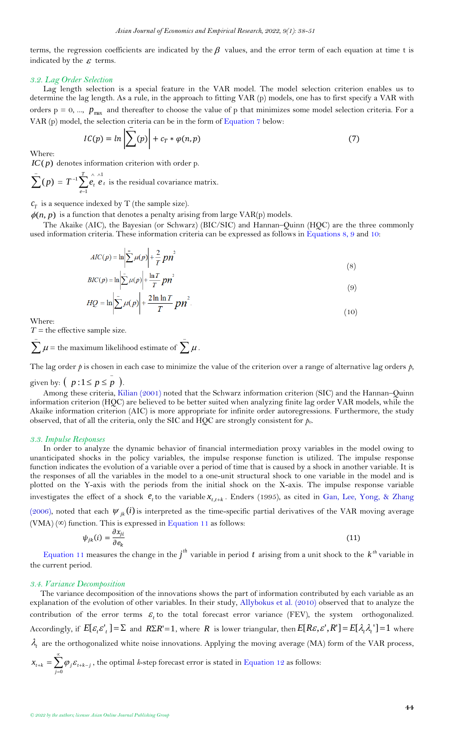terms, the regression coefficients are indicated by the $\beta$ values, and the error term of each equation at time t is indicated by the $\varepsilon$ terms.

### 3.2. Lag Order Selection

Lag length selection is a special feature in the VAR model. The model selection criterion enables us to determine the lag length. As a rule, in the approach to fitting VAR (p) models, one has to first specify a VAR with orders p = 0, ..., $p_{\max}$ and thereafter to choose the value of p that minimizes some model selection criteria. For a VAR (p) model, the selection criteria can be in the form of Equation 7 below:

$$IC(p) = \ln\left|\bar{\sum}(p)\right| + c_T * \varphi(n, p) \tag{7}$$

Where:

$IC(p)$ denotes information criterion with order p.

$\bar{\sum}(p) = T^{-1}\sum_{e=1}^{T}\hat{e}_t\,\hat{e}_t^{1}$ is the residual covariance matrix.

$c_T$ is a sequence indexed by T (the sample size).

$\phi(n, p)$ is a function that denotes a penalty arising from large VAR(p) models.

The Akaike (AIC), the Bayesian (or Schwarz) (BIC/SIC) and Hannan–Quinn (HQC) are the three commonly used information criteria. These information criteria can be expressed as follows in Equations 8, 9 and 10:

$$AIC(p) = \ln\left|\bar{\sum}\mu(p)\right| + \frac{2}{T}pn^2 \tag{8}$$

$$BIC(p) = \ln\left|\bar{\sum}\mu(p)\right| + \frac{\ln T}{T}pn^2 \tag{9}$$

$$HQ = \ln\left|\bar{\sum}\mu(p)\right| + \frac{2\ln\ln T}{T}pn^2. \tag{10}$$

Where:

$T$ = the effective sample size.

$\bar{\sum}\mu$ = the maximum likelihood estimate of $\bar{\sum}\mu$.

The lag order $p$ is chosen in each case to minimize the value of the criterion over a range of alternative lag orders $p$, given by: $(\; p: 1 \leq p \leq \bar{p}\;)$.

Among these criteria, Kilian (2001) noted that the Schwarz information criterion (SIC) and the Hannan–Quinn information criterion (HQC) are believed to be better suited when analyzing finite lag order VAR models, while the Akaike information criterion (AIC) is more appropriate for infinite order autoregressions. Furthermore, the study observed, that of all the criteria, only the SIC and HQC are strongly consistent for $p_o$.

### 3.3. Impulse Responses

In order to analyze the dynamic behavior of financial intermediation proxy variables in the model owing to unanticipated shocks in the policy variables, the impulse response function is utilized. The impulse response function indicates the evolution of a variable over a period of time that is caused by a shock in another variable. It is the responses of all the variables in the model to a one-unit structural shock to one variable in the model and is plotted on the Y-axis with the periods from the initial shock on the X-axis. The impulse response variable investigates the effect of a shock $e_t$ to the variable $x_{t,t+k}$. Enders (1995), as cited in Gan, Lee, Yong, & Zhang (2006), noted that each $\psi_{jk}(i)$ is interpreted as the time-specific partial derivatives of the VAR moving average (VMA) (∞) function. This is expressed in Equation 11 as follows:

$$\psi_{jk}(i) = \frac{\partial x_{ji}}{\partial e_k} \tag{11}$$

Equation 11 measures the change in the $j^{th}$ variable in period $t$ arising from a unit shock to the $k^{th}$ variable in the current period.

### 3.4. Variance Decomposition

The variance decomposition of the innovations shows the part of information contributed by each variable as an explanation of the evolution of other variables. In their study, Allybokus et al. (2010) observed that to analyze the contribution of the error terms $\varepsilon_t$ to the total forecast error variance (FEV), the system orthogonalized. Accordingly, if $E[\varepsilon_t\varepsilon'_t] = \Sigma$ and $R\Sigma R' = 1$, where $R$ is lower triangular, then $E[R\varepsilon, \varepsilon', R'] = E[\lambda_t\lambda_t'] = 1$ where $\lambda_t$ are the orthogonalized white noise innovations. Applying the moving average (MA) form of the VAR process, $x_{t+k} = \sum_{j=0}^{\infty}\varphi_j\varepsilon_{t+k-j}$, the optimal $k$-step forecast error is stated in Equation 12 as follows: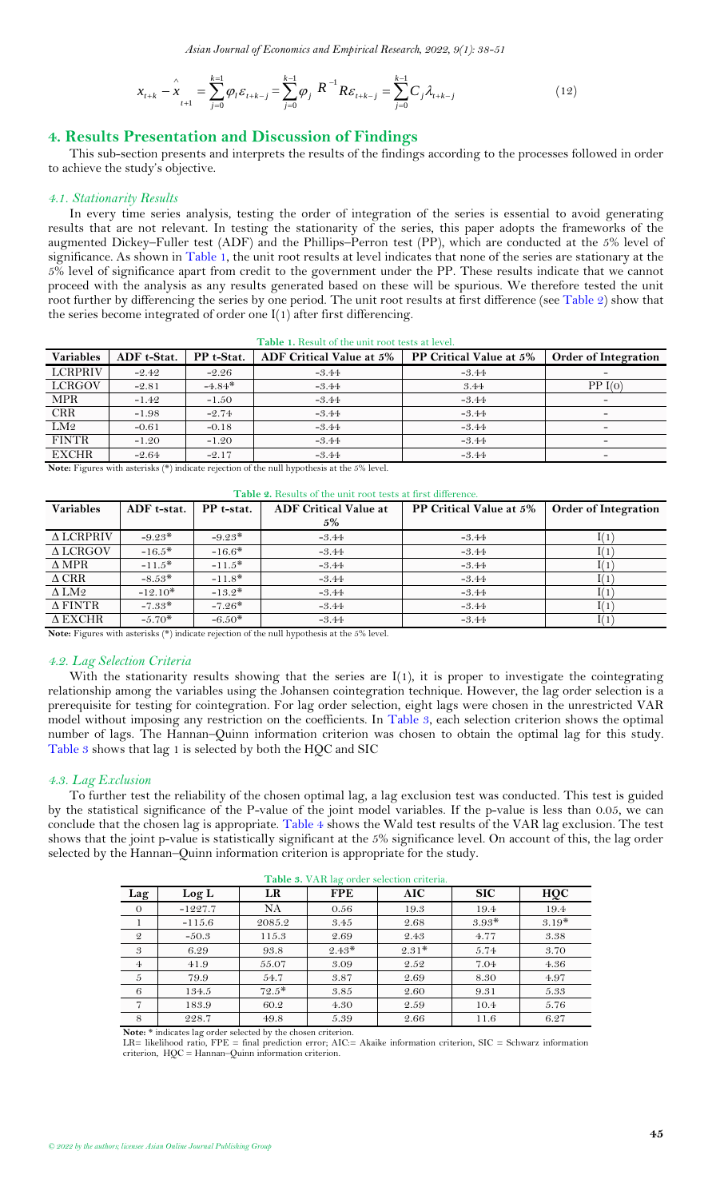$$x_{t+k} - \hat{x}_{t+1} = \sum_{j=0}^{k=1} \varphi_i \varepsilon_{t+k-j} = \sum_{j=0}^{k-1} \varphi_j \ R^{-1} R \varepsilon_{t+k-j} = \sum_{j=0}^{k-1} C_j \lambda_{t+k-j} \tag{12}$$

## 4. Results Presentation and Discussion of Findings

This sub-section presents and interprets the results of the findings according to the processes followed in order to achieve the study's objective.

### *4.1. Stationarity Results*

In every time series analysis, testing the order of integration of the series is essential to avoid generating results that are not relevant. In testing the stationarity of the series, this paper adopts the frameworks of the augmented Dickey–Fuller test (ADF) and the Phillips–Perron test (PP), which are conducted at the 5% level of significance. As shown in Table 1, the unit root results at level indicates that none of the series are stationary at the 5% level of significance apart from credit to the government under the PP. These results indicate that we cannot proceed with the analysis as any results generated based on these will be spurious. We therefore tested the unit root further by differencing the series by one period. The unit root results at first difference (see Table 2) show that the series become integrated of order one I(1) after first differencing.

**Table 1.** Result of the unit root tests at level.

| Variables | ADF t-Stat. | PP t-Stat. | ADF Critical Value at 5% | PP Critical Value at 5% | Order of Integration |
|---|---|---|---|---|---|
| LCRPRIV | -2.42 | -2.26 | -3.44 | -3.44 | - |
| LCRGOV | -2.81 | -4.84* | -3.44 | 3.44 | PP I(0) |
| MPR | -1.42 | -1.50 | -3.44 | -3.44 | - |
| CRR | -1.98 | -2.74 | -3.44 | -3.44 | - |
| LM2 | -0.61 | -0.18 | -3.44 | -3.44 | - |
| FINTR | -1.20 | -1.20 | -3.44 | -3.44 | - |
| EXCHR | -2.64 | -2.17 | -3.44 | -3.44 | - |

**Note:** Figures with asterisks (*) indicate rejection of the null hypothesis at the 5% level.

**Table 2.** Results of the unit root tests at first difference.

| Variables | ADF t-stat. | PP t-stat. | ADF Critical Value at 5% | PP Critical Value at 5% | Order of Integration |
|---|---|---|---|---|---|
| Δ LCRPRIV | -9.23* | -9.23* | -3.44 | -3.44 | I(1) |
| Δ LCRGOV | -16.5* | -16.6* | -3.44 | -3.44 | I(1) |
| Δ MPR | -11.5* | -11.5* | -3.44 | -3.44 | I(1) |
| Δ CRR | -8.53* | -11.8* | -3.44 | -3.44 | I(1) |
| Δ LM2 | -12.10* | -13.2* | -3.44 | -3.44 | I(1) |
| Δ FINTR | -7.33* | -7.26* | -3.44 | -3.44 | I(1) |
| Δ EXCHR | -5.70* | -6.50* | -3.44 | -3.44 | I(1) |

**Note:** Figures with asterisks (*) indicate rejection of the null hypothesis at the 5% level.

### *4.2. Lag Selection Criteria*

With the stationarity results showing that the series are I(1), it is proper to investigate the cointegrating relationship among the variables using the Johansen cointegration technique. However, the lag order selection is a prerequisite for testing for cointegration. For lag order selection, eight lags were chosen in the unrestricted VAR model without imposing any restriction on the coefficients. In Table 3, each selection criterion shows the optimal number of lags. The Hannan–Quinn information criterion was chosen to obtain the optimal lag for this study. Table 3 shows that lag 1 is selected by both the HQC and SIC

### *4.3. Lag Exclusion*

To further test the reliability of the chosen optimal lag, a lag exclusion test was conducted. This test is guided by the statistical significance of the P-value of the joint model variables. If the p-value is less than 0.05, we can conclude that the chosen lag is appropriate. Table 4 shows the Wald test results of the VAR lag exclusion. The test shows that the joint p-value is statistically significant at the 5% significance level. On account of this, the lag order selected by the Hannan–Quinn information criterion is appropriate for the study.

**Table 3.** VAR lag order selection criteria.

| Lag | Log L | LR | FPE | AIC | SIC | HQC |
|---|---|---|---|---|---|---|
| 0 | -1227.7 | NA | 0.56 | 19.3 | 19.4 | 19.4 |
| 1 | -115.6 | 2085.2 | 3.45 | 2.68 | 3.93* | 3.19* |
| 2 | -50.3 | 115.3 | 2.69 | 2.43 | 4.77 | 3.38 |
| 3 | 6.29 | 93.8 | 2.43* | 2.31* | 5.74 | 3.70 |
| 4 | 41.9 | 55.07 | 3.09 | 2.52 | 7.04 | 4.36 |
| 5 | 79.9 | 54.7 | 3.87 | 2.69 | 8.30 | 4.97 |
| 6 | 134.5 | 72.5* | 3.85 | 2.60 | 9.31 | 5.33 |
| 7 | 183.9 | 60.2 | 4.30 | 2.59 | 10.4 | 5.76 |
| 8 | 228.7 | 49.8 | 5.39 | 2.66 | 11.6 | 6.27 |

**Note:** * indicates lag order selected by the chosen criterion.
LR= likelihood ratio, FPE = final prediction error; AIC:= Akaike information criterion, SIC = Schwarz information criterion, HQC = Hannan–Quinn information criterion.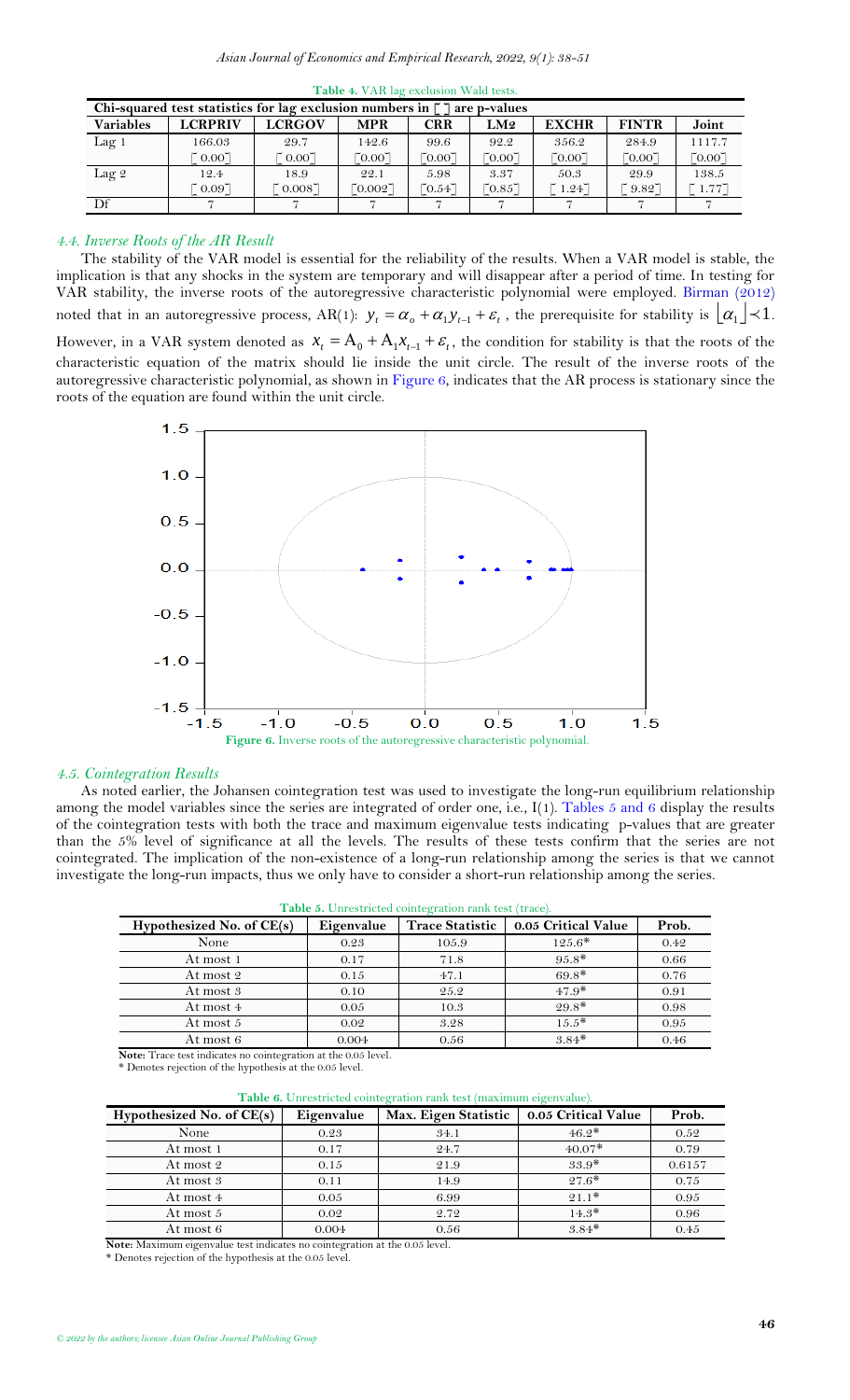**Table 4.** VAR lag exclusion Wald tests.

| Chi-squared test statistics for lag exclusion numbers in [ ] are p-values | | | | | | | | |
|---|---|---|---|---|---|---|---|---|
| **Variables** | **LCRPRIV** | **LCRGOV** | **MPR** | **CRR** | **LM2** | **EXCHR** | **FINTR** | **Joint** |
| Lag 1 | 166.03 | 29.7 | 142.6 | 99.6 | 92.2 | 356.2 | 284.9 | 1117.7 |
| | [0.00] | [0.00] | [0.00] | [0.00] | [0.00] | [0.00] | [0.00] | [0.00] |
| Lag 2 | 12.4 | 18.9 | 22.1 | 5.98 | 3.37 | 50.3 | 29.9 | 138.5 |
| | [0.09] | [0.008] | [0.002] | [0.54] | [0.85] | [1.24] | [9.82] | [1.77] |
| Df | 7 | 7 | 7 | 7 | 7 | 7 | 7 | 7 |

### *4.4. Inverse Roots of the AR Result*

The stability of the VAR model is essential for the reliability of the results. When a VAR model is stable, the implication is that any shocks in the system are temporary and will disappear after a period of time. In testing for VAR stability, the inverse roots of the autoregressive characteristic polynomial were employed. Birman (2012) noted that in an autoregressive process, AR(1): $y_t = \alpha_o + \alpha_1 y_{t-1} + \varepsilon_t$, the prerequisite for stability is $\lfloor \alpha_1 \rfloor \prec 1$. However, in a VAR system denoted as $x_t = A_0 + A_1 x_{t-1} + \varepsilon_t$, the condition for stability is that the roots of the characteristic equation of the matrix should lie inside the unit circle. The result of the inverse roots of the autoregressive characteristic polynomial, as shown in Figure 6, indicates that the AR process is stationary since the roots of the equation are found within the unit circle.

**Figure 6.** Inverse roots of the autoregressive characteristic polynomial.

### *4.5. Cointegration Results*

As noted earlier, the Johansen cointegration test was used to investigate the long-run equilibrium relationship among the model variables since the series are integrated of order one, i.e., I(1). Tables 5 and 6 display the results of the cointegration tests with both the trace and maximum eigenvalue tests indicating p-values that are greater than the 5% level of significance at all the levels. The results of these tests confirm that the series are not cointegrated. The implication of the non-existence of a long-run relationship among the series is that we cannot investigate the long-run impacts, thus we only have to consider a short-run relationship among the series.

**Table 5.** Unrestricted cointegration rank test (trace).

| Hypothesized No. of CE(s) | Eigenvalue | Trace Statistic | 0.05 Critical Value | Prob. |
|---|---|---|---|---|
| None | 0.23 | 105.9 | 125.6* | 0.42 |
| At most 1 | 0.17 | 71.8 | 95.8* | 0.66 |
| At most 2 | 0.15 | 47.1 | 69.8* | 0.76 |
| At most 3 | 0.10 | 25.2 | 47.9* | 0.91 |
| At most 4 | 0.05 | 10.3 | 29.8* | 0.98 |
| At most 5 | 0.02 | 3.28 | 15.5* | 0.95 |
| At most 6 | 0.004 | 0.56 | 3.84* | 0.46 |

**Note:** Trace test indicates no cointegration at the 0.05 level.
* Denotes rejection of the hypothesis at the 0.05 level.

**Table 6.** Unrestricted cointegration rank test (maximum eigenvalue).

| Hypothesized No. of CE(s) | Eigenvalue | Max. Eigen Statistic | 0.05 Critical Value | Prob. |
|---|---|---|---|---|
| None | 0.23 | 34.1 | 46.2* | 0.52 |
| At most 1 | 0.17 | 24.7 | 40.07* | 0.79 |
| At most 2 | 0.15 | 21.9 | 33.9* | 0.6157 |
| At most 3 | 0.11 | 14.9 | 27.6* | 0.75 |
| At most 4 | 0.05 | 6.99 | 21.1* | 0.95 |
| At most 5 | 0.02 | 2.72 | 14.3* | 0.96 |
| At most 6 | 0.004 | 0.56 | 3.84* | 0.45 |

**Note:** Maximum eigenvalue test indicates no cointegration at the 0.05 level.
* Denotes rejection of the hypothesis at the 0.05 level.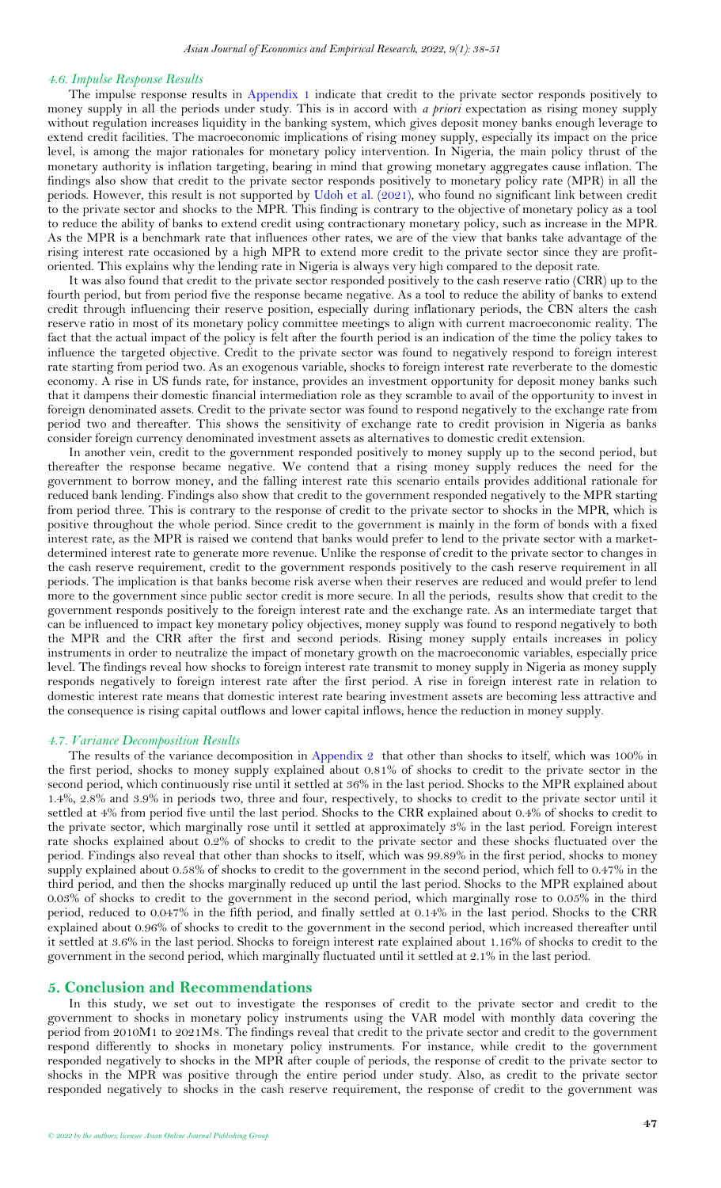### *4.6. Impulse Response Results*

The impulse response results in Appendix 1 indicate that credit to the private sector responds positively to money supply in all the periods under study. This is in accord with *a priori* expectation as rising money supply without regulation increases liquidity in the banking system, which gives deposit money banks enough leverage to extend credit facilities. The macroeconomic implications of rising money supply, especially its impact on the price level, is among the major rationales for monetary policy intervention. In Nigeria, the main policy thrust of the monetary authority is inflation targeting, bearing in mind that growing monetary aggregates cause inflation. The findings also show that credit to the private sector responds positively to monetary policy rate (MPR) in all the periods. However, this result is not supported by Udoh et al. (2021), who found no significant link between credit to the private sector and shocks to the MPR. This finding is contrary to the objective of monetary policy as a tool to reduce the ability of banks to extend credit using contractionary monetary policy, such as increase in the MPR. As the MPR is a benchmark rate that influences other rates, we are of the view that banks take advantage of the rising interest rate occasioned by a high MPR to extend more credit to the private sector since they are profit-oriented. This explains why the lending rate in Nigeria is always very high compared to the deposit rate.

It was also found that credit to the private sector responded positively to the cash reserve ratio (CRR) up to the fourth period, but from period five the response became negative. As a tool to reduce the ability of banks to extend credit through influencing their reserve position, especially during inflationary periods, the CBN alters the cash reserve ratio in most of its monetary policy committee meetings to align with current macroeconomic reality. The fact that the actual impact of the policy is felt after the fourth period is an indication of the time the policy takes to influence the targeted objective. Credit to the private sector was found to negatively respond to foreign interest rate starting from period two. As an exogenous variable, shocks to foreign interest rate reverberate to the domestic economy. A rise in US funds rate, for instance, provides an investment opportunity for deposit money banks such that it dampens their domestic financial intermediation role as they scramble to avail of the opportunity to invest in foreign denominated assets. Credit to the private sector was found to respond negatively to the exchange rate from period two and thereafter. This shows the sensitivity of exchange rate to credit provision in Nigeria as banks consider foreign currency denominated investment assets as alternatives to domestic credit extension.

In another vein, credit to the government responded positively to money supply up to the second period, but thereafter the response became negative. We contend that a rising money supply reduces the need for the government to borrow money, and the falling interest rate this scenario entails provides additional rationale for reduced bank lending. Findings also show that credit to the government responded negatively to the MPR starting from period three. This is contrary to the response of credit to the private sector to shocks in the MPR, which is positive throughout the whole period. Since credit to the government is mainly in the form of bonds with a fixed interest rate, as the MPR is raised we contend that banks would prefer to lend to the private sector with a market-determined interest rate to generate more revenue. Unlike the response of credit to the private sector to changes in the cash reserve requirement, credit to the government responds positively to the cash reserve requirement in all periods. The implication is that banks become risk averse when their reserves are reduced and would prefer to lend more to the government since public sector credit is more secure. In all the periods, results show that credit to the government responds positively to the foreign interest rate and the exchange rate. As an intermediate target that can be influenced to impact key monetary policy objectives, money supply was found to respond negatively to both the MPR and the CRR after the first and second periods. Rising money supply entails increases in policy instruments in order to neutralize the impact of monetary growth on the macroeconomic variables, especially price level. The findings reveal how shocks to foreign interest rate transmit to money supply in Nigeria as money supply responds negatively to foreign interest rate after the first period. A rise in foreign interest rate in relation to domestic interest rate means that domestic interest rate bearing investment assets are becoming less attractive and the consequence is rising capital outflows and lower capital inflows, hence the reduction in money supply.

### *4.7. Variance Decomposition Results*

The results of the variance decomposition in Appendix 2 that other than shocks to itself, which was 100% in the first period, shocks to money supply explained about 0.81% of shocks to credit to the private sector in the second period, which continuously rise until it settled at 36% in the last period. Shocks to the MPR explained about 1.4%, 2.8% and 3.9% in periods two, three and four, respectively, to shocks to credit to the private sector until it settled at 4% from period five until the last period. Shocks to the CRR explained about 0.4% of shocks to credit to the private sector, which marginally rose until it settled at approximately 3% in the last period. Foreign interest rate shocks explained about 0.2% of shocks to credit to the private sector and these shocks fluctuated over the period. Findings also reveal that other than shocks to itself, which was 99.89% in the first period, shocks to money supply explained about 0.58% of shocks to credit to the government in the second period, which fell to 0.47% in the third period, and then the shocks marginally reduced up until the last period. Shocks to the MPR explained about 0.03% of shocks to credit to the government in the second period, which marginally rose to 0.05% in the third period, reduced to 0.047% in the fifth period, and finally settled at 0.14% in the last period. Shocks to the CRR explained about 0.96% of shocks to credit to the government in the second period, which increased thereafter until it settled at 3.6% in the last period. Shocks to foreign interest rate explained about 1.16% of shocks to credit to the government in the second period, which marginally fluctuated until it settled at 2.1% in the last period.

## 5. Conclusion and Recommendations

In this study, we set out to investigate the responses of credit to the private sector and credit to the government to shocks in monetary policy instruments using the VAR model with monthly data covering the period from 2010M1 to 2021M8. The findings reveal that credit to the private sector and credit to the government respond differently to shocks in monetary policy instruments. For instance, while credit to the government responded negatively to shocks in the MPR after couple of periods, the response of credit to the private sector to shocks in the MPR was positive through the entire period under study. Also, as credit to the private sector responded negatively to shocks in the cash reserve requirement, the response of credit to the government was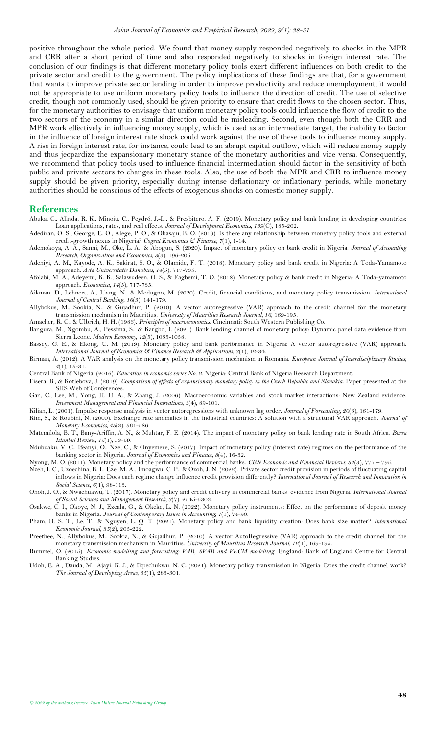positive throughout the whole period. We found that money supply responded negatively to shocks in the MPR and CRR after a short period of time and also responded negatively to shocks in foreign interest rate. The conclusion of our findings is that different monetary policy tools exert different influences on both credit to the private sector and credit to the government. The policy implications of these findings are that, for a government that wants to improve private sector lending in order to improve productivity and reduce unemployment, it would not be appropriate to use uniform monetary policy tools to influence the direction of credit. The use of selective credit, though not commonly used, should be given priority to ensure that credit flows to the chosen sector. Thus, for the monetary authorities to envisage that uniform monetary policy tools could influence the flow of credit to the two sectors of the economy in a similar direction could be misleading. Second, even though both the CRR and MPR work effectively in influencing money supply, which is used as an intermediate target, the inability to factor in the influence of foreign interest rate shock could work against the use of these tools to influence money supply. A rise in foreign interest rate, for instance, could lead to an abrupt capital outflow, which will reduce money supply and thus jeopardize the expansionary monetary stance of the monetary authorities and vice versa. Consequently, we recommend that policy tools used to influence financial intermediation should factor in the sensitivity of both public and private sectors to changes in these tools. Also, the use of both the MPR and CRR to influence money supply should be given priority, especially during intense deflationary or inflationary periods, while monetary authorities should be conscious of the effects of exogenous shocks on domestic money supply.

## References

Abuka, C., Alinda, R. K., Minoiu, C., Peydró, J.-L., & Presbitero, A. F. (2019). Monetary policy and bank lending in developing countries: Loan applications, rates, and real effects. *Journal of Development Economics, 139*(C), 185-202.

Adediran, O. S., George, E. O., Alege, P. O., & Obasaju, B. O. (2019). Is there any relationship between monetary policy tools and external credit-growth nexus in Nigeria? *Cogent Economics & Finance, 7*(1), 1-14.

Ademokoya, A. A., Sanni, M., Oke, L. A., & Abogun, S. (2020). Impact of monetary policy on bank credit in Nigeria. *Journal of Accounting Research, Organization and Economics, 3*(3), 196-205.

Adeniyi, A. M., Kayode, A. K., Sakirat, S. O., & Olamide, F. T. (2018). Monetary policy and bank credit in Nigeria: A Toda-Yamamoto approach. *Acta Universitatis Danubius, 14*(5), 717-735.

Afolabi, M. A., Adeyemi, K. K., Salawudeen, O. S., & Fagbemi, T. O. (2018). Monetary policy & bank credit in Nigeria: A Toda-yamamoto approach. *Economica, 14*(5), 717-735.

Aikman, D., Lehnert, A., Liang, N., & Modugno, M. (2020). Credit, financial conditions, and monetary policy transmission. *International Journal of Central Banking, 16*(3), 141-179.

Allybokus, M., Sookia, N., & Gujadhur, P. (2010). A vector autoregressive (VAR) approach to the credit channel for the monetary transmission mechanism in Mauritius. *University of Mauritius Research Journal, 16*, 169-195.

Amacher, R. C., & Ulbrich, H. H. (1986). *Principles of macroeconomics*. Cincinnati: South Western Publishing Co.

Bangura, M., Ngombu, A., Pessima, S., & Kargbo, I. (2021). Bank lending channel of monetary policy: Dynamic panel data evidence from Sierra Leone. *Modern Economy, 12*(5), 1035-1058.

Bassey, G. E., & Ekong, U. M. (2019). Monetary policy and bank performance in Nigeria: A vector autoregressive (VAR) approach. *International Journal of Economics & Finance Research & Applications, 3*(1), 12-34.

Birman, A. (2012). A VAR analysis on the monetary policy transmission mechanism in Romania. *European Journal of Interdisciplinary Studies, 4*(1), 15-31.

Central Bank of Nigeria. (2016). *Education in economic series No. 2*. Nigeria: Central Bank of Nigeria Research Department.

Fisera, B., & Kotlebova, J. (2019). *Comparison of effects of expansionary monetary policy in the Czech Republic and Slovakia*. Paper presented at the SHS Web of Conferences.

Gan, C., Lee, M., Yong, H. H. A., & Zhang, J. (2006). Macroeconomic variables and stock market interactions: New Zealand evidence. *Investment Management and Financial Innovations, 3*(4), 89-101.

Kilian, L. (2001). Impulse response analysis in vector autoregressions with unknown lag order. *Journal of Forecasting, 20*(3), 161-179.

Kim, S., & Roubini, N. (2000). Exchange rate anomalies in the industrial countries: A solution with a structural VAR approach. *Journal of Monetary Economics, 45*(3), 561-586.

Matemilola, B. T., Bany-Ariffin, A. N., & Muhtar, F. E. (2014). The impact of monetary policy on bank lending rate in South Africa. *Borsa Istanbul Review, 15*(1), 53-59.

Ndubuaku, V. C., Ifeanyi, O., Nze, C., & Onyemere, S. (2017). Impact of monetary policy (interest rate) regimes on the performance of the banking sector in Nigeria. *Journal of Economics and Finance, 8*(4), 16-32.

Nyong, M. O. (2011). Monetary policy and the performance of commercial banks. *CBN Economic and Financial Reviews, 34*(3), 777 – 795.

Nzeh, I. C., Uzoechina, B. I., Eze, M. A., Imoagwu, C. P., & Ozoh, J. N. (2022). Private sector credit provision in periods of fluctuating capital inflows in Nigeria: Does each regime change influence credit provision differently? *International Journal of Research and Innovation in Social Science, 6*(1), 98-113.

Onoh, J. O., & Nwachukwu, T. (2017). Monetary policy and credit delivery in commercial banks–evidence from Nigeria. *International Journal of Social Sciences and Management Research, 3*(7), 2545-5303.

Osakwe, C. I., Okoye, N. J., Ezeala, G., & Okeke, L. N. (2022). Monetary policy instruments: Effect on the performance of deposit money banks in Nigeria. *Journal of Contemporary Issues in Accounting, 1*(1), 74-90.

Pham, H. S. T., Le, T., & Nguyen, L. Q. T. (2021). Monetary policy and bank liquidity creation: Does bank size matter? *International Economic Journal, 35*(2), 205-222.

Preethee, N., Allybokus, M., Sookia, N., & Gujadhur, P. (2010). A vector AutoRegressive (VAR) approach to the credit channel for the monetary transmission mechanism in Mauritius. *University of Mauritius Research Journal, 16*(1), 169-195.

Rummel, O. (2015). *Economic modelling and forecasting: VAR, SVAR and VECM modelling*. England: Bank of England Centre for Central Banking Studies.

Udoh, E. A., Dauda, M., Ajayi, K. J., & Ikpechukwu, N. C. (2021). Monetary policy transmission in Nigeria: Does the credit channel work? *The Journal of Developing Areas, 55*(1), 283-301.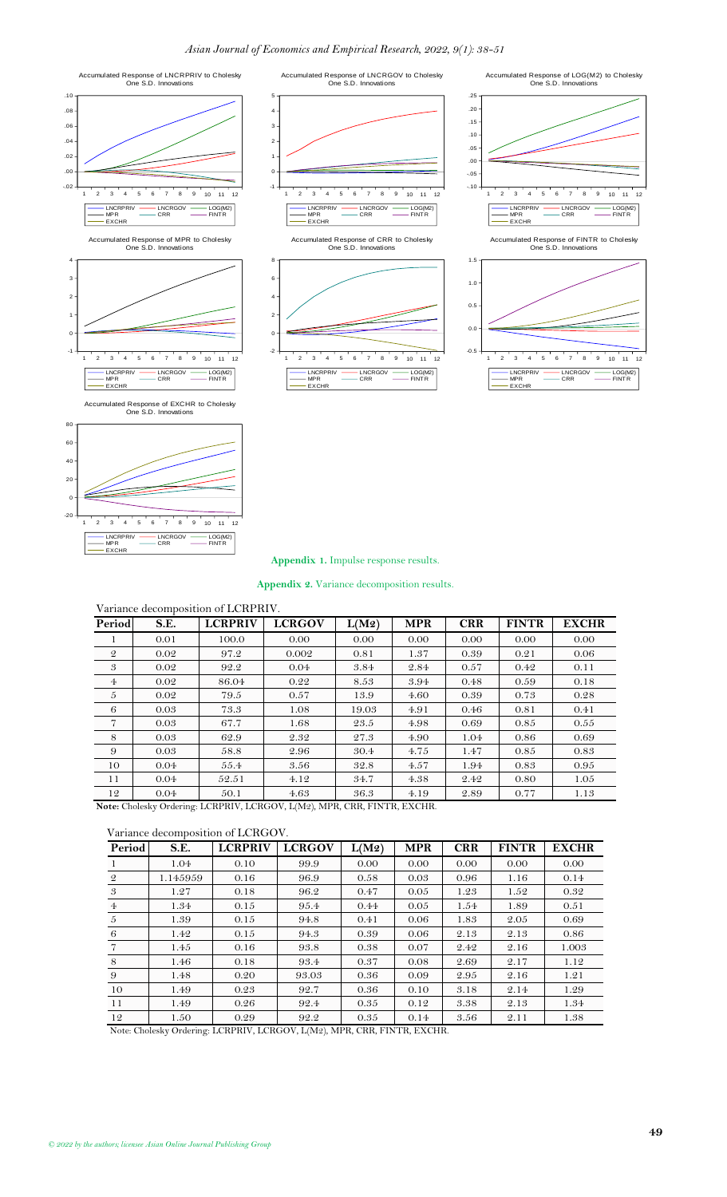**Appendix 1.** Impulse response results.

**Appendix 2.** Variance decomposition results.

Variance decomposition of LCRPRIV.

| Period | S.E. | LCRPRIV | LCRGOV | L(M2) | MPR | CRR | FINTR | EXCHR |
|---|---|---|---|---|---|---|---|---|
| 1 | 0.01 | 100.0 | 0.00 | 0.00 | 0.00 | 0.00 | 0.00 | 0.00 |
| 2 | 0.02 | 97.2 | 0.002 | 0.81 | 1.37 | 0.39 | 0.21 | 0.06 |
| 3 | 0.02 | 92.2 | 0.04 | 3.84 | 2.84 | 0.57 | 0.42 | 0.11 |
| 4 | 0.02 | 86.04 | 0.22 | 8.53 | 3.94 | 0.48 | 0.59 | 0.18 |
| 5 | 0.02 | 79.5 | 0.57 | 13.9 | 4.60 | 0.39 | 0.73 | 0.28 |
| 6 | 0.03 | 73.3 | 1.08 | 19.03 | 4.91 | 0.46 | 0.81 | 0.41 |
| 7 | 0.03 | 67.7 | 1.68 | 23.5 | 4.98 | 0.69 | 0.85 | 0.55 |
| 8 | 0.03 | 62.9 | 2.32 | 27.3 | 4.90 | 1.04 | 0.86 | 0.69 |
| 9 | 0.03 | 58.8 | 2.96 | 30.4 | 4.75 | 1.47 | 0.85 | 0.83 |
| 10 | 0.04 | 55.4 | 3.56 | 32.8 | 4.57 | 1.94 | 0.83 | 0.95 |
| 11 | 0.04 | 52.51 | 4.12 | 34.7 | 4.38 | 2.42 | 0.80 | 1.05 |
| 12 | 0.04 | 50.1 | 4.63 | 36.3 | 4.19 | 2.89 | 0.77 | 1.13 |

**Note:** Cholesky Ordering: LCRPRIV, LCRGOV, L(M2), MPR, CRR, FINTR, EXCHR.

Variance decomposition of LCRGOV.

| Period | S.E. | LCRPRIV | LCRGOV | L(M2) | MPR | CRR | FINTR | EXCHR |
|---|---|---|---|---|---|---|---|---|
| 1 | 1.04 | 0.10 | 99.9 | 0.00 | 0.00 | 0.00 | 0.00 | 0.00 |
| 2 | 1.145959 | 0.16 | 96.9 | 0.58 | 0.03 | 0.96 | 1.16 | 0.14 |
| 3 | 1.27 | 0.18 | 96.2 | 0.47 | 0.05 | 1.23 | 1.52 | 0.32 |
| 4 | 1.34 | 0.15 | 95.4 | 0.44 | 0.05 | 1.54 | 1.89 | 0.51 |
| 5 | 1.39 | 0.15 | 94.8 | 0.41 | 0.06 | 1.83 | 2.05 | 0.69 |
| 6 | 1.42 | 0.15 | 94.3 | 0.39 | 0.06 | 2.13 | 2.13 | 0.86 |
| 7 | 1.45 | 0.16 | 93.8 | 0.38 | 0.07 | 2.42 | 2.16 | 1.003 |
| 8 | 1.46 | 0.18 | 93.4 | 0.37 | 0.08 | 2.69 | 2.17 | 1.12 |
| 9 | 1.48 | 0.20 | 93.03 | 0.36 | 0.09 | 2.95 | 2.16 | 1.21 |
| 10 | 1.49 | 0.23 | 92.7 | 0.36 | 0.10 | 3.18 | 2.14 | 1.29 |
| 11 | 1.49 | 0.26 | 92.4 | 0.35 | 0.12 | 3.38 | 2.13 | 1.34 |
| 12 | 1.50 | 0.29 | 92.2 | 0.35 | 0.14 | 3.56 | 2.11 | 1.38 |

Note: Cholesky Ordering: LCRPRIV, LCRGOV, L(M2), MPR, CRR, FINTR, EXCHR.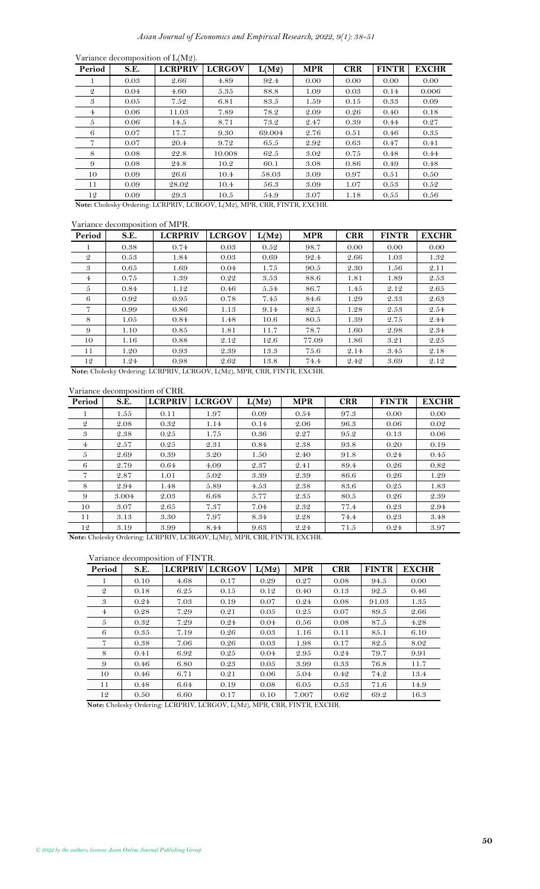Variance decomposition of L(M2).

| Period | S.E. | LCRPRIV | LCRGOV | L(M2) | MPR | CRR | FINTR | EXCHR |
|---|---|---|---|---|---|---|---|---|
| 1 | 0.03 | 2.66 | 4.89 | 92.4 | 0.00 | 0.00 | 0.00 | 0.00 |
| 2 | 0.04 | 4.60 | 5.35 | 88.8 | 1.09 | 0.03 | 0.14 | 0.006 |
| 3 | 0.05 | 7.52 | 6.81 | 83.5 | 1.59 | 0.15 | 0.33 | 0.09 |
| 4 | 0.06 | 11.03 | 7.89 | 78.2 | 2.09 | 0.26 | 0.40 | 0.18 |
| 5 | 0.06 | 14.5 | 8.71 | 73.2 | 2.47 | 0.39 | 0.44 | 0.27 |
| 6 | 0.07 | 17.7 | 9.30 | 69.004 | 2.76 | 0.51 | 0.46 | 0.35 |
| 7 | 0.07 | 20.4 | 9.72 | 65.5 | 2.92 | 0.63 | 0.47 | 0.41 |
| 8 | 0.08 | 22.8 | 10.008 | 62.5 | 3.02 | 0.75 | 0.48 | 0.44 |
| 9 | 0.08 | 24.8 | 10.2 | 60.1 | 3.08 | 0.86 | 0.49 | 0.48 |
| 10 | 0.09 | 26.6 | 10.4 | 58.03 | 3.09 | 0.97 | 0.51 | 0.50 |
| 11 | 0.09 | 28.02 | 10.4 | 56.3 | 3.09 | 1.07 | 0.53 | 0.52 |
| 12 | 0.09 | 29.3 | 10.5 | 54.9 | 3.07 | 1.18 | 0.55 | 0.56 |

**Note:** Cholesky Ordering: LCRPRIV, LCRGOV, L(M2), MPR, CRR, FINTR, EXCHR.

Variance decomposition of MPR.

| Period | S.E. | LCRPRIV | LCRGOV | L(M2) | MPR | CRR | FINTR | EXCHR |
|---|---|---|---|---|---|---|---|---|
| 1 | 0.38 | 0.74 | 0.03 | 0.52 | 98.7 | 0.00 | 0.00 | 0.00 |
| 2 | 0.53 | 1.84 | 0.03 | 0.69 | 92.4 | 2.66 | 1.03 | 1.32 |
| 3 | 0.65 | 1.69 | 0.04 | 1.75 | 90.5 | 2.30 | 1.56 | 2.11 |
| 4 | 0.75 | 1.39 | 0.22 | 3.53 | 88.6 | 1.81 | 1.89 | 2.53 |
| 5 | 0.84 | 1.12 | 0.46 | 5.54 | 86.7 | 1.45 | 2.12 | 2.65 |
| 6 | 0.92 | 0.95 | 0.78 | 7.45 | 84.6 | 1.29 | 2.33 | 2.63 |
| 7 | 0.99 | 0.86 | 1.13 | 9.14 | 82.5 | 1.28 | 2.53 | 2.54 |
| 8 | 1.05 | 0.84 | 1.48 | 10.6 | 80.5 | 1.39 | 2.75 | 2.44 |
| 9 | 1.10 | 0.85 | 1.81 | 11.7 | 78.7 | 1.60 | 2.98 | 2.34 |
| 10 | 1.16 | 0.88 | 2.12 | 12.6 | 77.09 | 1.86 | 3.21 | 2.25 |
| 11 | 1.20 | 0.93 | 2.39 | 13.3 | 75.6 | 2.14 | 3.45 | 2.18 |
| 12 | 1.24 | 0.98 | 2.62 | 13.8 | 74.4 | 2.42 | 3.69 | 2.12 |

**Note:** Cholesky Ordering: LCRPRIV, LCRGOV, L(M2), MPR, CRR, FINTR, EXCHR.

Variance decomposition of CRR.

| Period | S.E. | LCRPRIV | LCRGOV | L(M2) | MPR | CRR | FINTR | EXCHR |
|---|---|---|---|---|---|---|---|---|
| 1 | 1.55 | 0.11 | 1.97 | 0.09 | 0.54 | 97.3 | 0.00 | 0.00 |
| 2 | 2.08 | 0.32 | 1.14 | 0.14 | 2.06 | 96.3 | 0.06 | 0.02 |
| 3 | 2.38 | 0.25 | 1.75 | 0.36 | 2.27 | 95.2 | 0.13 | 0.06 |
| 4 | 2.57 | 0.25 | 2.31 | 0.84 | 2.38 | 93.8 | 0.20 | 0.19 |
| 5 | 2.69 | 0.39 | 3.20 | 1.50 | 2.40 | 91.8 | 0.24 | 0.45 |
| 6 | 2.79 | 0.64 | 4.09 | 2.37 | 2.41 | 89.4 | 0.26 | 0.82 |
| 7 | 2.87 | 1.01 | 5.02 | 3.39 | 2.39 | 86.6 | 0.26 | 1.29 |
| 8 | 2.94 | 1.48 | 5.89 | 4.53 | 2.38 | 83.6 | 0.25 | 1.83 |
| 9 | 3.004 | 2.03 | 6.68 | 5.77 | 2.35 | 80.5 | 0.26 | 2.39 |
| 10 | 3.07 | 2.65 | 7.37 | 7.04 | 2.32 | 77.4 | 0.23 | 2.94 |
| 11 | 3.13 | 3.30 | 7.97 | 8.34 | 2.28 | 74.4 | 0.23 | 3.48 |
| 12 | 3.19 | 3.99 | 8.44 | 9.63 | 2.24 | 71.5 | 0.24 | 3.97 |

**Note:** Cholesky Ordering: LCRPRIV, LCRGOV, L(M2), MPR, CRR, FINTR, EXCHR.

Variance decomposition of FINTR.

| Period | S.E. | LCRPRIV | LCRGOV | L(M2) | MPR | CRR | FINTR | EXCHR |
|---|---|---|---|---|---|---|---|---|
| 1 | 0.10 | 4.68 | 0.17 | 0.29 | 0.27 | 0.08 | 94.5 | 0.00 |
| 2 | 0.18 | 6.25 | 0.15 | 0.12 | 0.40 | 0.13 | 92.5 | 0.46 |
| 3 | 0.24 | 7.03 | 0.19 | 0.07 | 0.24 | 0.08 | 91.03 | 1.35 |
| 4 | 0.28 | 7.29 | 0.21 | 0.05 | 0.25 | 0.07 | 89.5 | 2.66 |
| 5 | 0.32 | 7.29 | 0.24 | 0.04 | 0.56 | 0.08 | 87.5 | 4.28 |
| 6 | 0.35 | 7.19 | 0.26 | 0.03 | 1.16 | 0.11 | 85.1 | 6.10 |
| 7 | 0.38 | 7.06 | 0.26 | 0.03 | 1.98 | 0.17 | 82.5 | 8.02 |
| 8 | 0.41 | 6.92 | 0.25 | 0.04 | 2.95 | 0.24 | 79.7 | 9.91 |
| 9 | 0.46 | 6.80 | 0.23 | 0.05 | 3.99 | 0.33 | 76.8 | 11.7 |
| 10 | 0.46 | 6.71 | 0.21 | 0.06 | 5.04 | 0.42 | 74.2 | 13.4 |
| 11 | 0.48 | 6.64 | 0.19 | 0.08 | 6.05 | 0.53 | 71.6 | 14.9 |
| 12 | 0.50 | 6.60 | 0.17 | 0.10 | 7.007 | 0.62 | 69.2 | 16.3 |

**Note:** Cholesky Ordering: LCRPRIV, LCRGOV, L(M2), MPR, CRR, FINTR, EXCHR.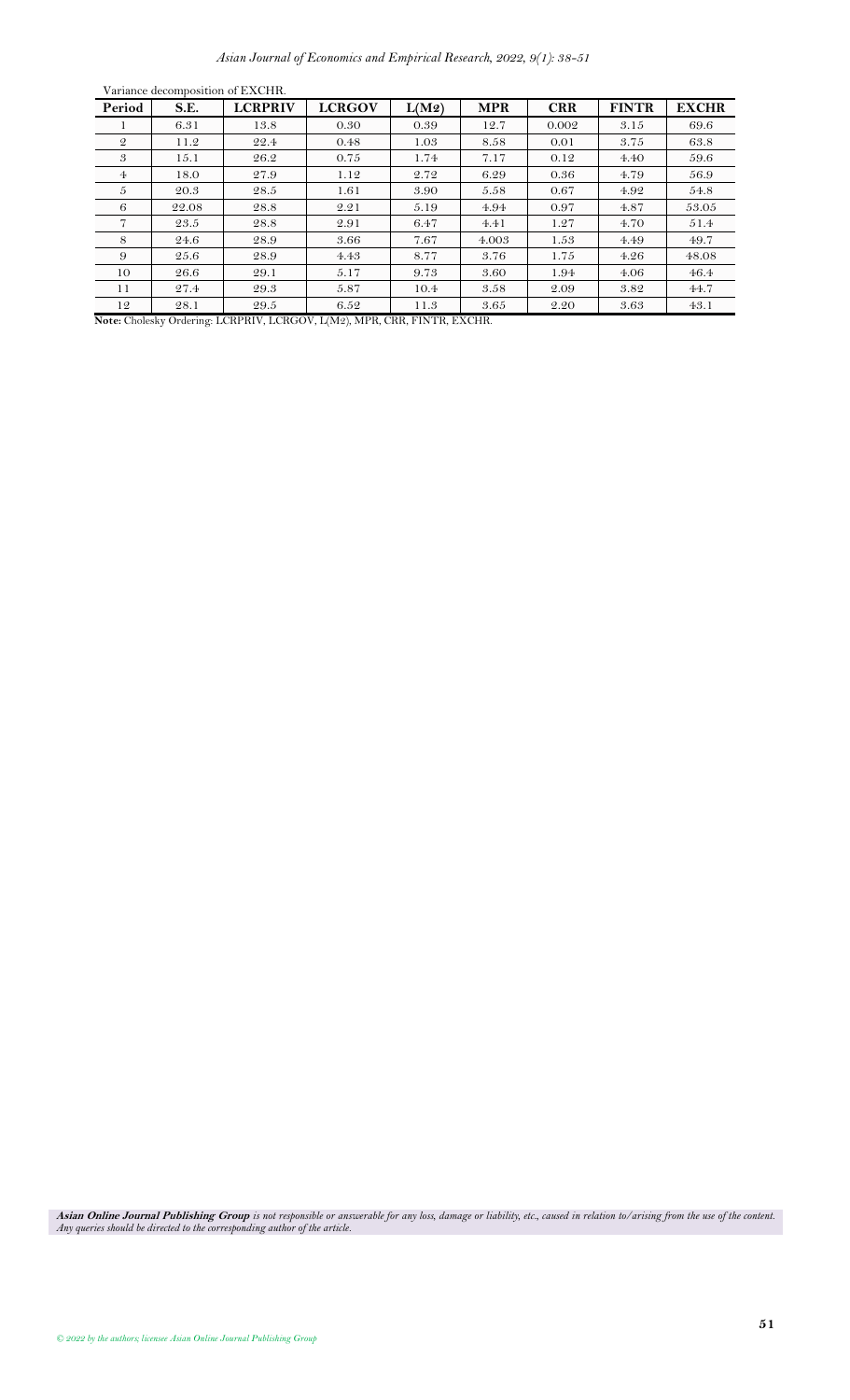Variance decomposition of EXCHR.

| Period | S.E. | LCRPRIV | LCRGOV | L(M2) | MPR | CRR | FINTR | EXCHR |
|---|---|---|---|---|---|---|---|---|
| 1 | 6.31 | 13.8 | 0.30 | 0.39 | 12.7 | 0.002 | 3.15 | 69.6 |
| 2 | 11.2 | 22.4 | 0.48 | 1.03 | 8.58 | 0.01 | 3.75 | 63.8 |
| 3 | 15.1 | 26.2 | 0.75 | 1.74 | 7.17 | 0.12 | 4.40 | 59.6 |
| 4 | 18.0 | 27.9 | 1.12 | 2.72 | 6.29 | 0.36 | 4.79 | 56.9 |
| 5 | 20.3 | 28.5 | 1.61 | 3.90 | 5.58 | 0.67 | 4.92 | 54.8 |
| 6 | 22.08 | 28.8 | 2.21 | 5.19 | 4.94 | 0.97 | 4.87 | 53.05 |
| 7 | 23.5 | 28.8 | 2.91 | 6.47 | 4.41 | 1.27 | 4.70 | 51.4 |
| 8 | 24.6 | 28.9 | 3.66 | 7.67 | 4.003 | 1.53 | 4.49 | 49.7 |
| 9 | 25.6 | 28.9 | 4.43 | 8.77 | 3.76 | 1.75 | 4.26 | 48.08 |
| 10 | 26.6 | 29.1 | 5.17 | 9.73 | 3.60 | 1.94 | 4.06 | 46.4 |
| 11 | 27.4 | 29.3 | 5.87 | 10.4 | 3.58 | 2.09 | 3.82 | 44.7 |
| 12 | 28.1 | 29.5 | 6.52 | 11.3 | 3.65 | 2.20 | 3.63 | 43.1 |

**Note:** Cholesky Ordering: LCRPRIV, LCRGOV, L(M2), MPR, CRR, FINTR, EXCHR.

***Asian Online Journal Publishing Group*** *is not responsible or answerable for any loss, damage or liability, etc., caused in relation to/arising from the use of the content. Any queries should be directed to the corresponding author of the article.*